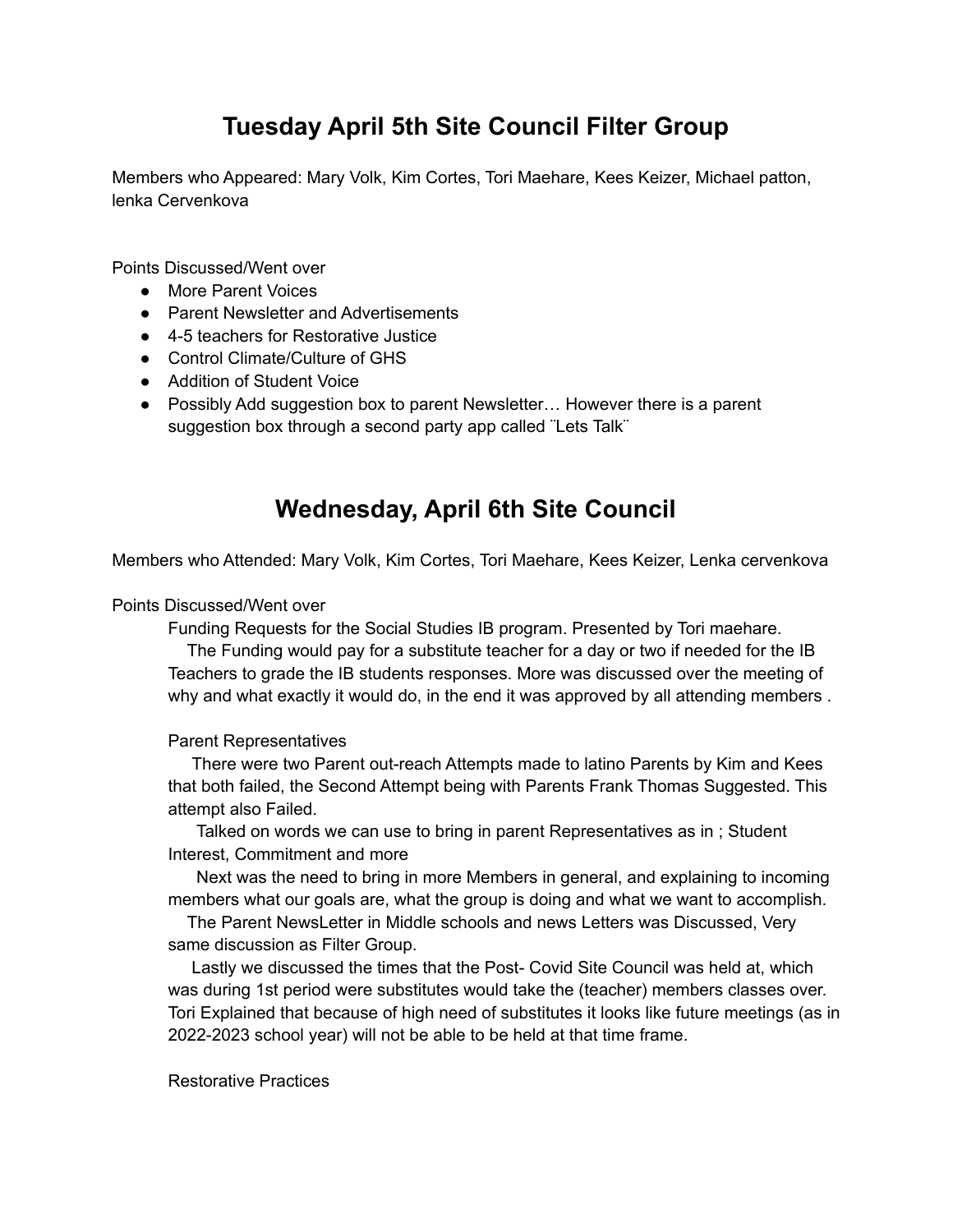# Tuesday April 5th Site Council Filter Group

Members who Appeared: Mary Volk, Kim Cortes, Tori Maehare, Kees Keizer, Michael patton, lenka Cervenkova

Points Discussed/Went over

- More Parent Voices
- Parent Newsletter and Advertisements
- 4-5 teachers for Restorative Justice
- Control Climate/Culture of GHS
- Addition of Student Voice
- Possibly Add suggestion box to parent Newsletter… However there is a parent suggestion box through a second party app called ¨Lets Talk¨

# Wednesday, April 6th Site Council

Members who Attended: Mary Volk, Kim Cortes, Tori Maehare, Kees Keizer, Lenka cervenkova

Points Discussed/Went over

Funding Requests for the Social Studies IB program. Presented by Tori maehare.

The Funding would pay for a substitute teacher for a day or two if needed for the IB Teachers to grade the IB students responses. More was discussed over the meeting of why and what exactly it would do, in the end it was approved by all attending members .

Parent Representatives

There were two Parent out-reach Attempts made to latino Parents by Kim and Kees that both failed, the Second Attempt being with Parents Frank Thomas Suggested. This attempt also Failed.

Talked on words we can use to bring in parent Representatives as in ; Student Interest, Commitment and more

Next was the need to bring in more Members in general, and explaining to incoming members what our goals are, what the group is doing and what we want to accomplish.

The Parent NewsLetter in Middle schools and news Letters was Discussed, Very same discussion as Filter Group.

Lastly we discussed the times that the Post- Covid Site Council was held at, which was during 1st period were substitutes would take the (teacher) members classes over. Tori Explained that because of high need of substitutes it looks like future meetings (as in 2022-2023 school year) will not be able to be held at that time frame.

Restorative Practices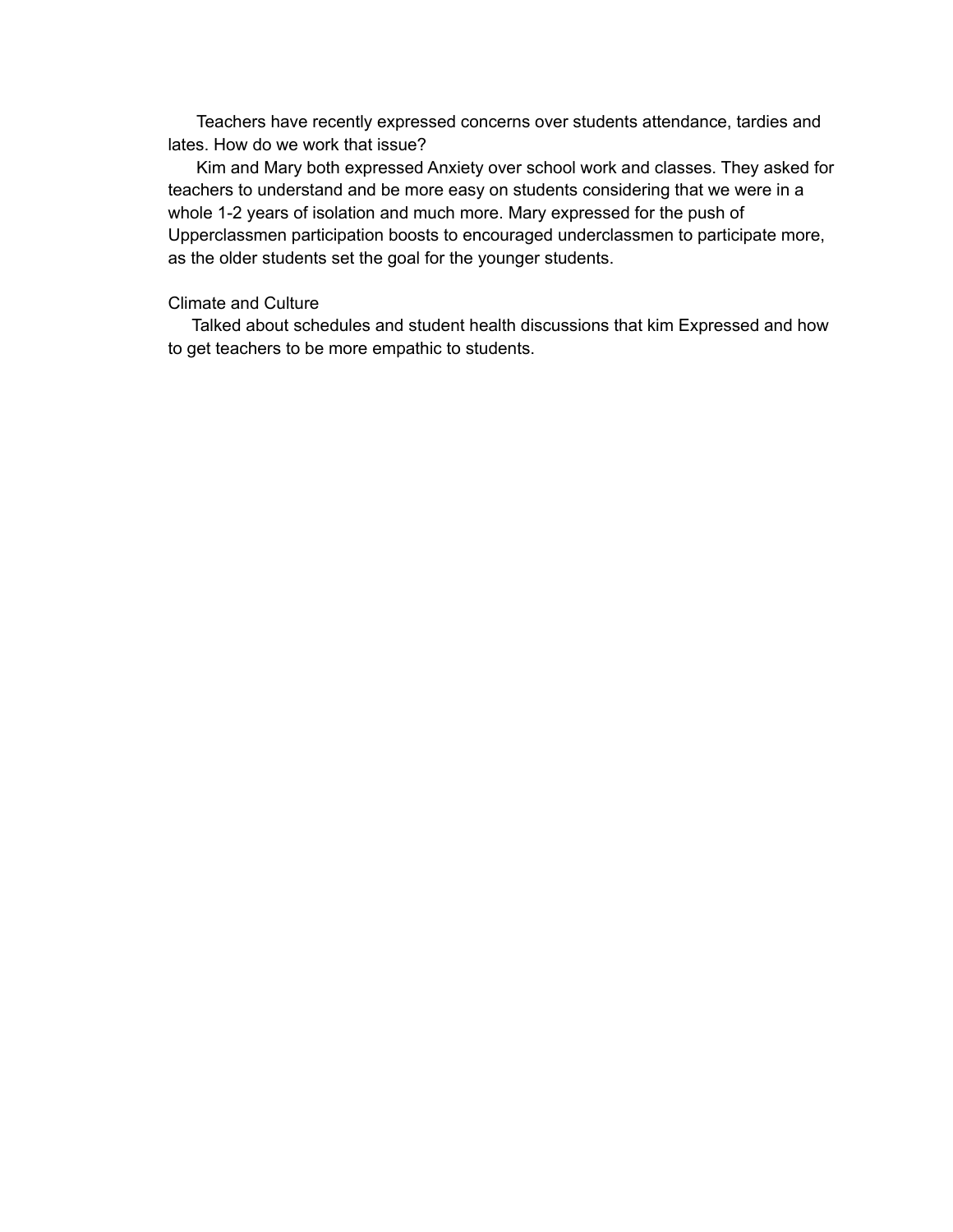Teachers have recently expressed concerns over students attendance, tardies and lates. How do we work that issue?

Kim and Mary both expressed Anxiety over school work and classes. They asked for teachers to understand and be more easy on students considering that we were in a whole 1-2 years of isolation and much more. Mary expressed for the push of Upperclassmen participation boosts to encouraged underclassmen to participate more, as the older students set the goal for the younger students.

Climate and Culture

Talked about schedules and student health discussions that kim Expressed and how to get teachers to be more empathic to students.